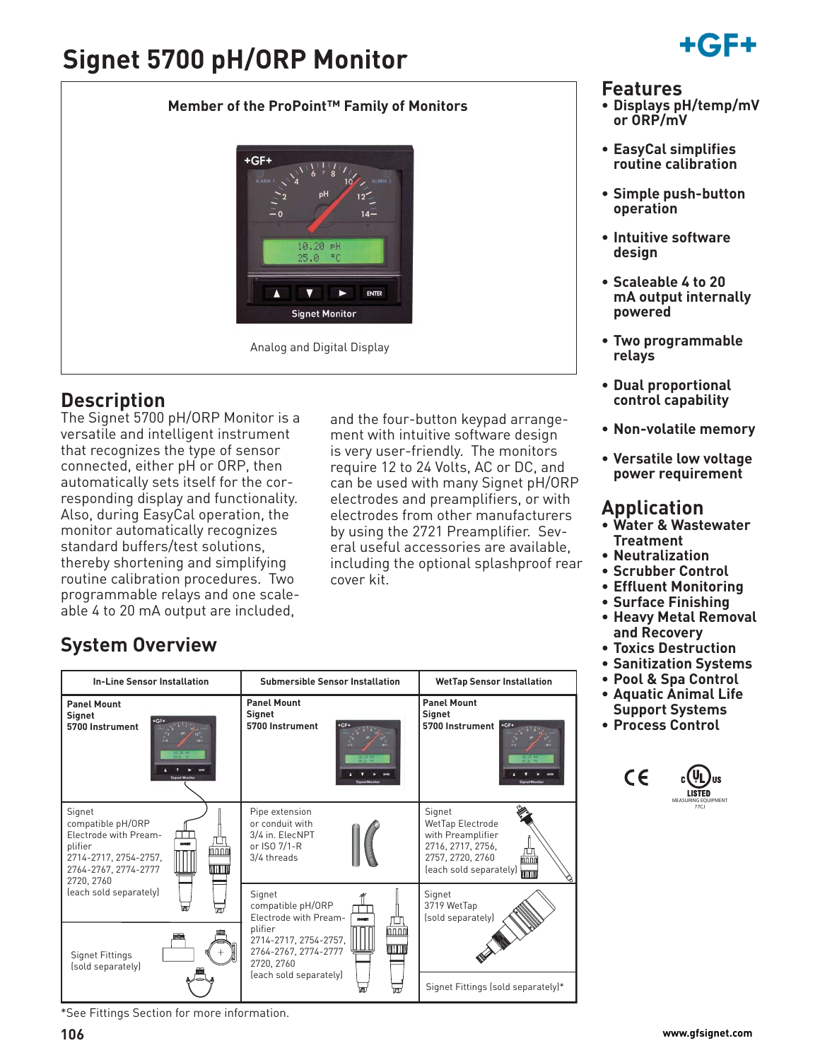# Signet 5700 pH/ORP Monitor

**Member of the ProPoint™ Family of Monitors**

Analog and Digital Display

## Description

The Signet 5700 pH/ORP Monitor is a versatile and intelligent instrument that recognizes the type of sensor connected, either pH or ORP, then automatically sets itself for the corresponding display and functionality. Also, during EasyCal operation, the monitor automatically recognizes standard buffers/test solutions, thereby shortening and simplifying routine calibration procedures. Two programmable relays and one scaleable 4 to 20 mA output are included, and the four-button keypad arrangement with intuitive software design is very user-friendly. The monitors require 12 to 24 Volts, AC or DC, and can be used with many Signet pH/ORP electrodes and preamplifiers, or with electrodes from other manufacturers by using the 2721 Preamplifier. Several useful accessories are available, including the optional splashproof rear cover kit.

## Features

- Displays pH/temp/mV or ORP/mV
- EasyCal simplifies routine calibration
- Simple push-button operation
- Intuitive software design
- Scaleable 4 to 20 mA output internally powered
- Two programmable relays
- Dual proportional control capability
- Non-volatile memory
- Versatile low voltage power requirement

## Application

- Water & Wastewater Treatment
- Neutralization
- Scrubber Control
- Effluent Monitoring
- Surface Finishing
- Heavy Metal Removal and Recovery
- Toxics Destruction
- Sanitization Systems
- Pool & Spa Control
- Aquatic Animal Life Support Systems
- Process Control

## System Overview

| In-Line Sensor Installation | Submersible Sensor Installation | WetTap Sensor Installation |
|---|---|---|
| **Panel Mount Signet 5700 Instrument** | **Panel Mount Signet 5700 Instrument** | **Panel Mount Signet 5700 Instrument** |
| Signet compatible pH/ORP Electrode with Preamplifier 2714-2717, 2754-2757, 2764-2767, 2774-2777 2720, 2760 (each sold separately) | Pipe extension or conduit with 3/4 in. ElecNPT or ISO 7/1-R 3/4 threads | Signet WetTap Electrode with Preamplifier 2716, 2717, 2756, 2757, 2720, 2760 (each sold separately) |
| Signet Fittings (sold separately) | Signet compatible pH/ORP Electrode with Preamplifier 2714-2717, 2754-2757, 2764-2767, 2774-2777 2720, 2760 (each sold separately) | Signet 3719 WetTap (sold separately) |
| | | Signet Fittings (sold separately)* |

*See Fittings Section for more information.

www.gfsignet.com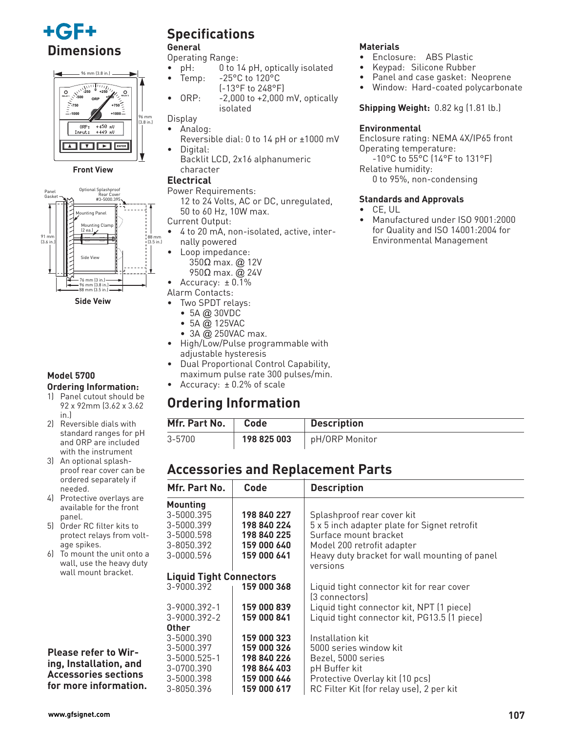# +GF+

## Dimensions

96 mm (3.8 in.)

96 mm (3.8 in.)

Front View

Panel Gasket

Optional Splashproof Rear Cover #3-5000.395

Mounting Panel

Mounting Clamp (2 ea.)

91 mm (3.6 in.)

88 mm (3.5 in.)

Side View

76 mm (3 in.)

96 mm (3.8 in.)

88 mm (3.5 in.)

Side Veiw

### Model 5700

**Ordering Information:**

1) Panel cutout should be 92 x 92mm (3.62 x 3.62 in.)
2) Reversible dials with standard ranges for pH and ORP are included with the instrument
3) An optional splash-proof rear cover can be ordered separately if needed.
4) Protective overlays are available for the front panel.
5) Order RC filter kits to protect relays from voltage spikes.
6) To mount the unit onto a wall, use the heavy duty wall mount bracket.

**Please refer to Wiring, Installation, and Accessories sections for more information.**

## Specifications

### General

Operating Range:

- pH: 0 to 14 pH, optically isolated
- Temp: -25°C to 120°C (-13°F to 248°F)
- ORP: -2,000 to +2,000 mV, optically isolated

Display

- Analog: Reversible dial: 0 to 14 pH or ±1000 mV
- Digital: Backlit LCD, 2x16 alphanumeric character

### Electrical

Power Requirements:
12 to 24 Volts, AC or DC, unregulated, 50 to 60 Hz, 10W max.

Current Output:

- 4 to 20 mA, non-isolated, active, internally powered
- Loop impedance:
  350Ω max. @ 12V
  950Ω max. @ 24V
- Accuracy: ± 0.1%

Alarm Contacts:

- Two SPDT relays:
  - 5A @ 30VDC
  - 5A @ 125VAC
  - 3A @ 250VAC max.
- High/Low/Pulse programmable with adjustable hysteresis
- Dual Proportional Control Capability, maximum pulse rate 300 pulses/min.
- Accuracy: ± 0.2% of scale

### Materials

- Enclosure: ABS Plastic
- Keypad: Silicone Rubber
- Panel and case gasket: Neoprene
- Window: Hard-coated polycarbonate

**Shipping Weight:** 0.82 kg (1.81 lb.)

### Environmental

Enclosure rating: NEMA 4X/IP65 front

Operating temperature:
-10°C to 55°C (14°F to 131°F)

Relative humidity:
0 to 95%, non-condensing

### Standards and Approvals

- CE, UL
- Manufactured under ISO 9001:2000 for Quality and ISO 14001:2004 for Environmental Management

## Ordering Information

| Mfr. Part No. | Code | Description |
|---|---|---|
| 3-5700 | **198 825 003** | pH/ORP Monitor |

## Accessories and Replacement Parts

| Mfr. Part No. | Code | Description |
|---|---|---|
| **Mounting** | | |
| 3-5000.395 | **198 840 227** | Splashproof rear cover kit |
| 3-5000.399 | **198 840 224** | 5 x 5 inch adapter plate for Signet retrofit |
| 3-5000.598 | **198 840 225** | Surface mount bracket |
| 3-8050.392 | **159 000 640** | Model 200 retrofit adapter |
| 3-0000.596 | **159 000 641** | Heavy duty bracket for wall mounting of panel versions |
| **Liquid Tight Connectors** | | |
| 3-9000.392 | **159 000 368** | Liquid tight connector kit for rear cover (3 connectors) |
| 3-9000.392-1 | **159 000 839** | Liquid tight connector kit, NPT (1 piece) |
| 3-9000.392-2 | **159 000 841** | Liquid tight connector kit, PG13.5 (1 piece) |
| **Other** | | |
| 3-5000.390 | **159 000 323** | Installation kit |
| 3-5000.397 | **159 000 326** | 5000 series window kit |
| 3-5000.525-1 | **198 840 226** | Bezel, 5000 series |
| 3-0700.390 | **198 864 403** | pH Buffer kit |
| 3-5000.398 | **159 000 646** | Protective Overlay kit (10 pcs) |
| 3-8050.396 | **159 000 617** | RC Filter Kit (for relay use), 2 per kit |

www.gfsignet.com